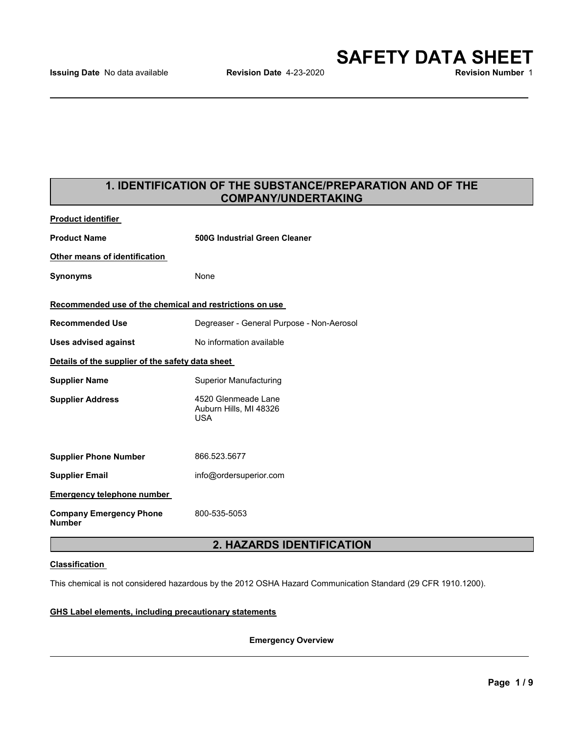# SAFETY DATA SHEET

**Issuing Date** No data available **Revision Date** 4-23-2020 **Revision Number** 1

## 1. IDENTIFICATION OF THE SUBSTANCE/PREPARATION AND OF THE COMPANY/UNDERTAKING

**Product identifier**

| | |
|---|---|
| **Product Name** | **500G Industrial Green Cleaner** |

**Other means of identification**

| | |
|---|---|
| **Synonyms** | None |

**Recommended use of the chemical and restrictions on use**

| | |
|---|---|
| **Recommended Use** | Degreaser - General Purpose - Non-Aerosol |
| **Uses advised against** | No information available |

**Details of the supplier of the safety data sheet**

| | |
|---|---|
| **Supplier Name** | Superior Manufacturing |
| **Supplier Address** | 4520 Glenmeade Lane<br>Auburn Hills, MI 48326<br>USA |
| **Supplier Phone Number** | 866.523.5677 |
| **Supplier Email** | info@ordersuperior.com |

**Emergency telephone number**

| | |
|---|---|
| **Company Emergency Phone Number** | 800-535-5053 |

## 2. HAZARDS IDENTIFICATION

**Classification**

This chemical is not considered hazardous by the 2012 OSHA Hazard Communication Standard (29 CFR 1910.1200).

**GHS Label elements, including precautionary statements**

**Emergency Overview**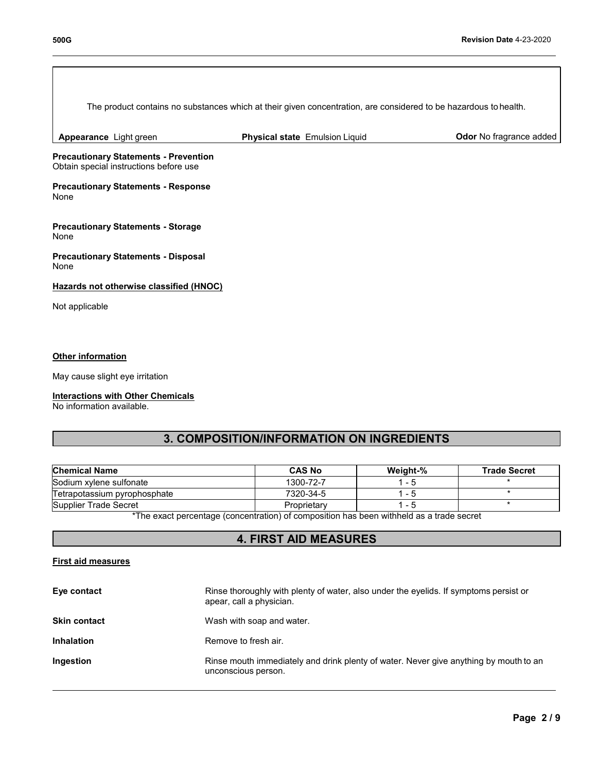The product contains no substances which at their given concentration, are considered to be hazardous to health.

**Appearance** Light green | **Physical state** Emulsion Liquid | **Odor** No fragrance added

**Precautionary Statements - Prevention**
Obtain special instructions before use

**Precautionary Statements - Response**
None

**Precautionary Statements - Storage**
None

**Precautionary Statements - Disposal**
None

**Hazards not otherwise classified (HNOC)**

Not applicable

**Other information**

May cause slight eye irritation

**Interactions with Other Chemicals**
No information available.

## 3. COMPOSITION/INFORMATION ON INGREDIENTS

| Chemical Name | CAS No | Weight-% | Trade Secret |
|---|---|---|---|
| Sodium xylene sulfonate | 1300-72-7 | 1 - 5 | * |
| Tetrapotassium pyrophosphate | 7320-34-5 | 1 - 5 | * |
| Supplier Trade Secret | Proprietary | 1 - 5 | * |

*The exact percentage (concentration) of composition has been withheld as a trade secret

## 4. FIRST AID MEASURES

**First aid measures**

**Eye contact** Rinse thoroughly with plenty of water, also under the eyelids. If symptoms persist or apear, call a physician.

**Skin contact** Wash with soap and water.

**Inhalation** Remove to fresh air.

**Ingestion** Rinse mouth immediately and drink plenty of water. Never give anything by mouth to an unconscious person.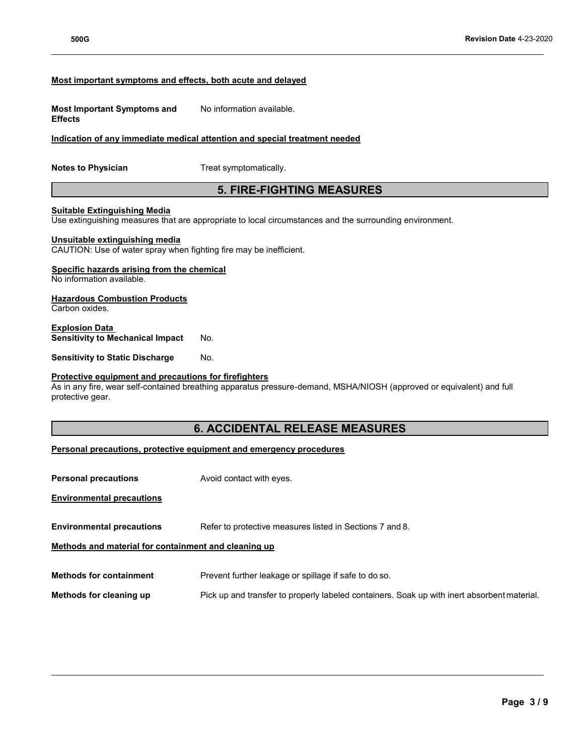### Most important symptoms and effects, both acute and delayed

**Most Important Symptoms and Effects** No information available.

### Indication of any immediate medical attention and special treatment needed

**Notes to Physician** Treat symptomatically.

## 5. FIRE-FIGHTING MEASURES

### Suitable Extinguishing Media

Use extinguishing measures that are appropriate to local circumstances and the surrounding environment.

### Unsuitable extinguishing media

CAUTION: Use of water spray when fighting fire may be inefficient.

### Specific hazards arising from the chemical

No information available.

### Hazardous Combustion Products

Carbon oxides.

### Explosion Data

**Sensitivity to Mechanical Impact** No.

**Sensitivity to Static Discharge** No.

### Protective equipment and precautions for firefighters

As in any fire, wear self-contained breathing apparatus pressure-demand, MSHA/NIOSH (approved or equivalent) and full protective gear.

## 6. ACCIDENTAL RELEASE MEASURES

### Personal precautions, protective equipment and emergency procedures

**Personal precautions** Avoid contact with eyes.

### Environmental precautions

**Environmental precautions** Refer to protective measures listed in Sections 7 and 8.

### Methods and material for containment and cleaning up

**Methods for containment** Prevent further leakage or spillage if safe to do so.

**Methods for cleaning up** Pick up and transfer to properly labeled containers. Soak up with inert absorbent material.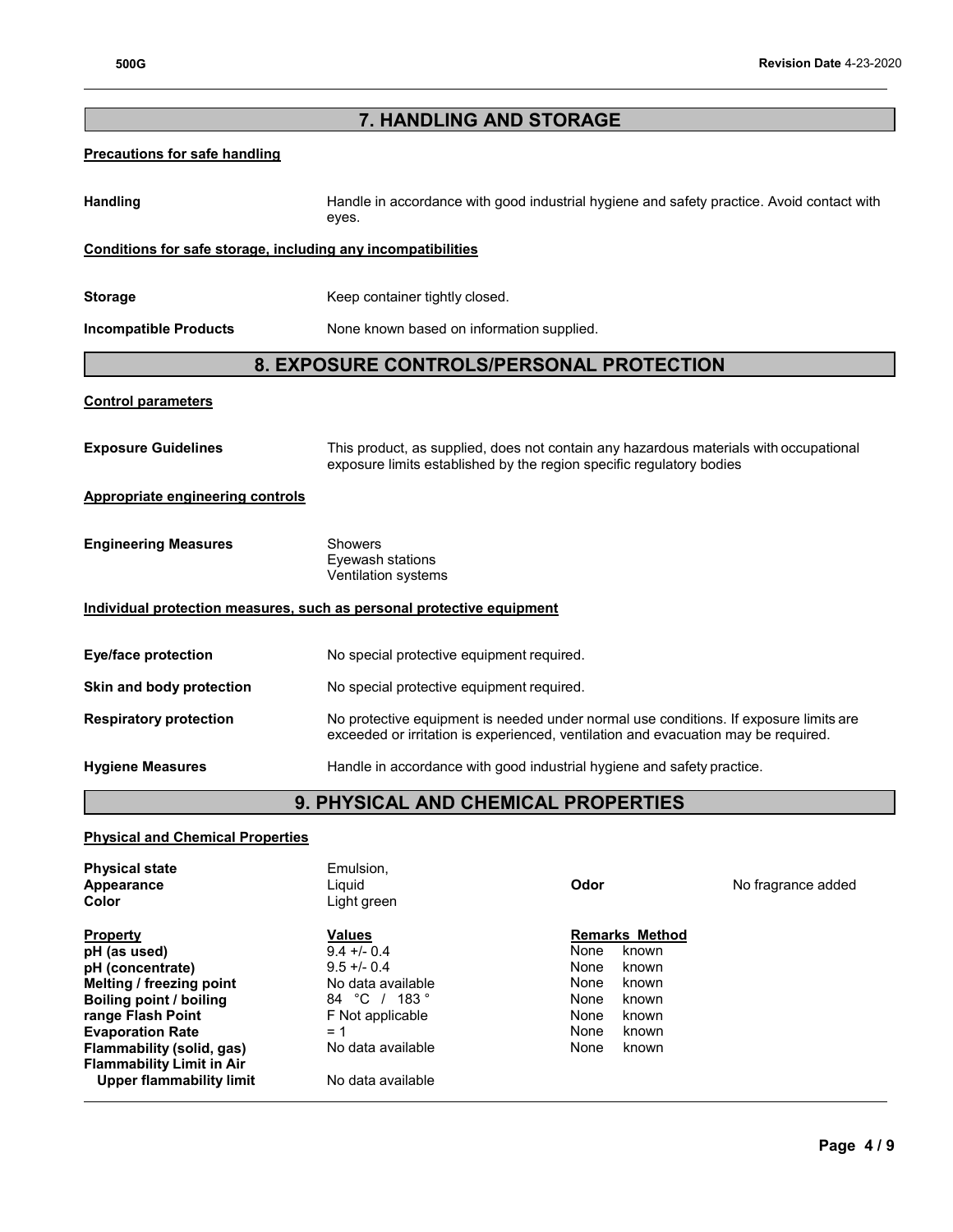## 7. HANDLING AND STORAGE

**Precautions for safe handling**

**Handling** Handle in accordance with good industrial hygiene and safety practice. Avoid contact with eyes.

**Conditions for safe storage, including any incompatibilities**

**Storage** Keep container tightly closed.

**Incompatible Products** None known based on information supplied.

## 8. EXPOSURE CONTROLS/PERSONAL PROTECTION

**Control parameters**

**Exposure Guidelines** This product, as supplied, does not contain any hazardous materials with occupational exposure limits established by the region specific regulatory bodies

**Appropriate engineering controls**

**Engineering Measures**
Showers
Eyewash stations
Ventilation systems

**Individual protection measures, such as personal protective equipment**

**Eye/face protection** No special protective equipment required.

**Skin and body protection** No special protective equipment required.

**Respiratory protection** No protective equipment is needed under normal use conditions. If exposure limits are exceeded or irritation is experienced, ventilation and evacuation may be required.

**Hygiene Measures** Handle in accordance with good industrial hygiene and safety practice.

## 9. PHYSICAL AND CHEMICAL PROPERTIES

**Physical and Chemical Properties**

**Physical state** Emulsion,
**Appearance** Liquid
**Color** Light green
**Odor** No fragrance added

| Property | Values | Remarks Method |
|---|---|---|
| **pH (as used)** | 9.4 +/- 0.4 | None known |
| **pH (concentrate)** | 9.5 +/- 0.4 | None known |
| **Melting / freezing point** | No data available | None known |
| **Boiling point / boiling range** | 84 °C / 183 °F | None known |
| **Flash Point** | Not applicable | None known |
| **Evaporation Rate** | = 1 | None known |
| **Flammability (solid, gas)** | No data available | None known |
| **Flammability Limit in Air** | | |
| **Upper flammability limit** | No data available | |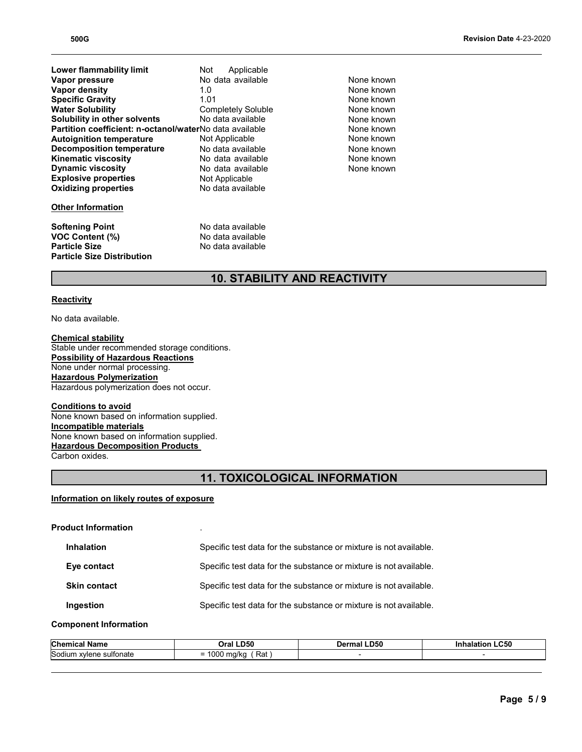| Property | Value | Remarks |
|---|---|---|
| **Lower flammability limit** | Not Applicable | |
| **Vapor pressure** | No data available | None known |
| **Vapor density** | 1.0 | None known |
| **Specific Gravity** | 1.01 | None known |
| **Water Solubility** | Completely Soluble | None known |
| **Solubility in other solvents** | No data available | None known |
| **Partition coefficient: n-octanol/water** | No data available | None known |
| **Autoignition temperature** | Not Applicable | None known |
| **Decomposition temperature** | No data available | None known |
| **Kinematic viscosity** | No data available | None known |
| **Dynamic viscosity** | No data available | None known |
| **Explosive properties** | Not Applicable | |
| **Oxidizing properties** | No data available | |

**Other Information**

| | |
|---|---|
| **Softening Point** | No data available |
| **VOC Content (%)** | No data available |
| **Particle Size** | No data available |
| **Particle Size Distribution** | |

# 10. STABILITY AND REACTIVITY

**Reactivity**

No data available.

**Chemical stability**

Stable under recommended storage conditions.

**Possibility of Hazardous Reactions**

None under normal processing.

**Hazardous Polymerization**

Hazardous polymerization does not occur.

**Conditions to avoid**

None known based on information supplied.

**Incompatible materials**

None known based on information supplied.

**Hazardous Decomposition Products**

Carbon oxides.

# 11. TOXICOLOGICAL INFORMATION

**Information on likely routes of exposure**

**Product Information** .

| | |
|---|---|
| **Inhalation** | Specific test data for the substance or mixture is not available. |
| **Eye contact** | Specific test data for the substance or mixture is not available. |
| **Skin contact** | Specific test data for the substance or mixture is not available. |
| **Ingestion** | Specific test data for the substance or mixture is not available. |

**Component Information**

| Chemical Name | Oral LD50 | Dermal LD50 | Inhalation LC50 |
|---|---|---|---|
| Sodium xylene sulfonate | = 1000 mg/kg ( Rat ) | - | - |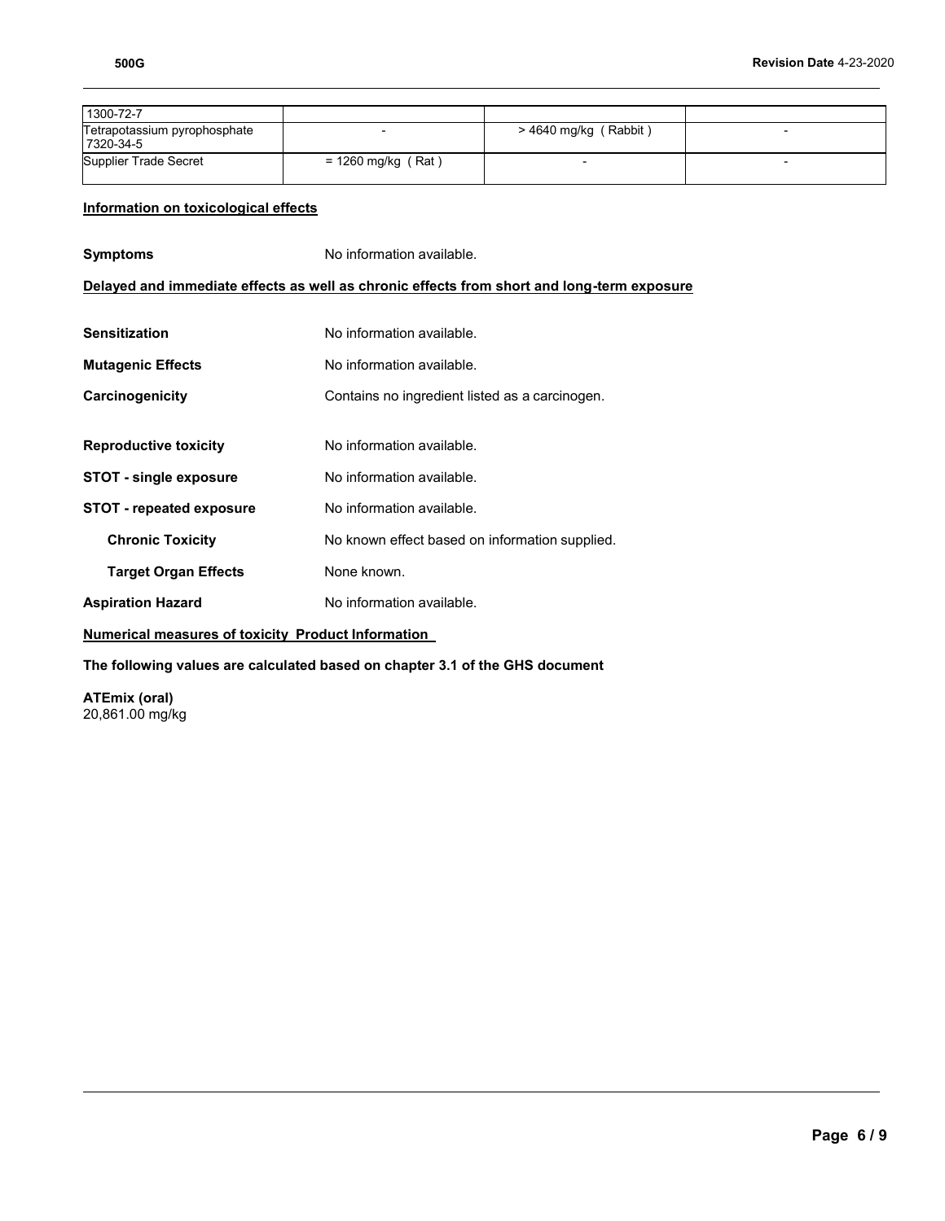| | | | |
|---|---|---|---|
| 1300-72-7 | | | |
| Tetrapotassium pyrophosphate 7320-34-5 | - | > 4640 mg/kg ( Rabbit ) | - |
| Supplier Trade Secret | = 1260 mg/kg ( Rat ) | - | - |

**Information on toxicological effects**

**Symptoms** No information available.

**Delayed and immediate effects as well as chronic effects from short and long-term exposure**

**Sensitization** No information available.

**Mutagenic Effects** No information available.

**Carcinogenicity** Contains no ingredient listed as a carcinogen.

**Reproductive toxicity** No information available.

**STOT - single exposure** No information available.

**STOT - repeated exposure** No information available.

**Chronic Toxicity** No known effect based on information supplied.

**Target Organ Effects** None known.

**Aspiration Hazard** No information available.

**Numerical measures of toxicity Product Information**

**The following values are calculated based on chapter 3.1 of the GHS document**

**ATEmix (oral)**
20,861.00 mg/kg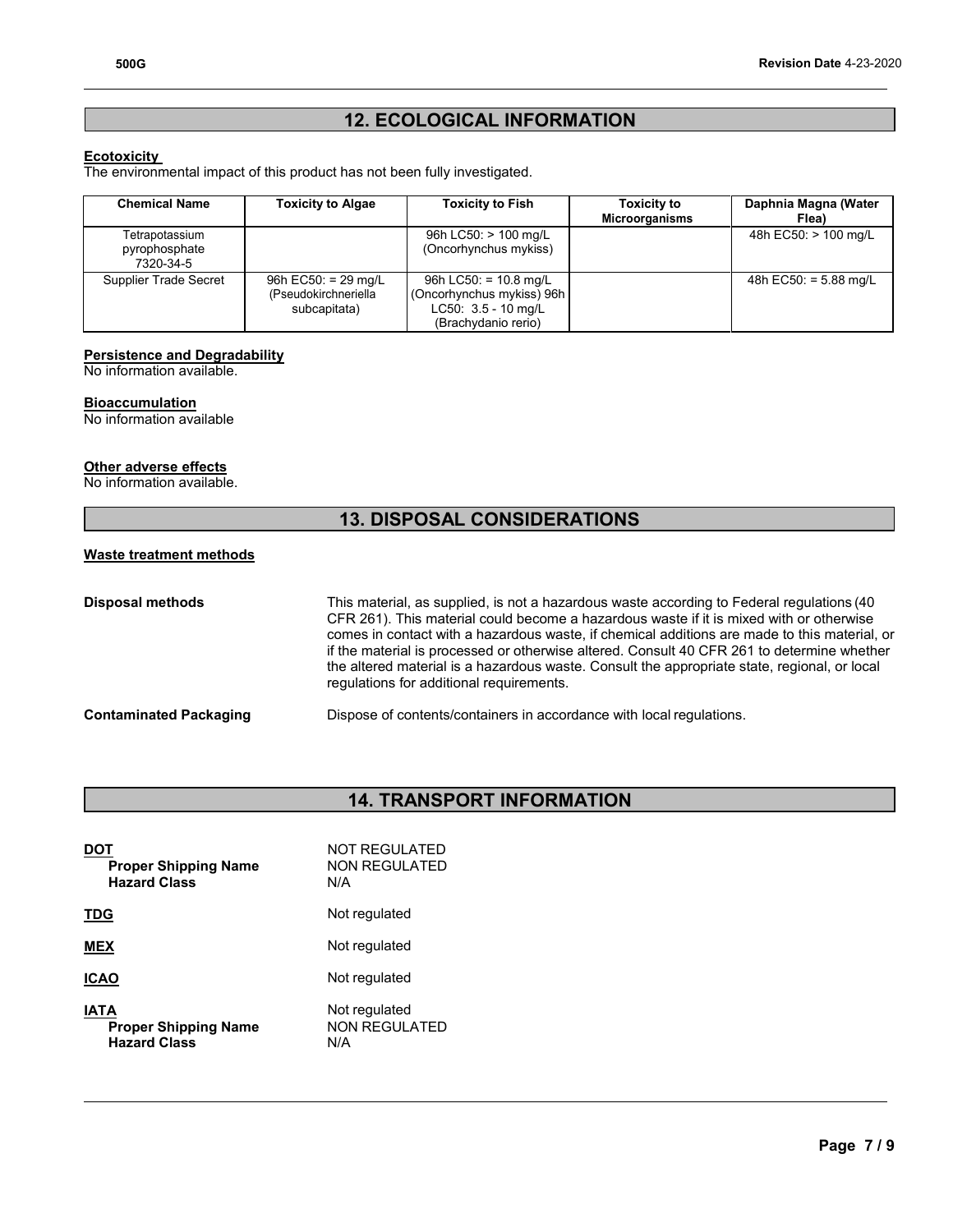## 12. ECOLOGICAL INFORMATION

**Ecotoxicity**

The environmental impact of this product has not been fully investigated.

| Chemical Name | Toxicity to Algae | Toxicity to Fish | Toxicity to Microorganisms | Daphnia Magna (Water Flea) |
|---|---|---|---|---|
| Tetrapotassium pyrophosphate 7320-34-5 | | 96h LC50: > 100 mg/L (Oncorhynchus mykiss) | | 48h EC50: > 100 mg/L |
| Supplier Trade Secret | 96h EC50: = 29 mg/L (Pseudokirchneriella subcapitata) | 96h LC50: = 10.8 mg/L (Oncorhynchus mykiss) 96h LC50: 3.5 - 10 mg/L (Brachydanio rerio) | | 48h EC50: = 5.88 mg/L |

**Persistence and Degradability**

No information available.

**Bioaccumulation**

No information available

**Other adverse effects**

No information available.

## 13. DISPOSAL CONSIDERATIONS

**Waste treatment methods**

**Disposal methods** This material, as supplied, is not a hazardous waste according to Federal regulations (40 CFR 261). This material could become a hazardous waste if it is mixed with or otherwise comes in contact with a hazardous waste, if chemical additions are made to this material, or if the material is processed or otherwise altered. Consult 40 CFR 261 to determine whether the altered material is a hazardous waste. Consult the appropriate state, regional, or local regulations for additional requirements.

**Contaminated Packaging** Dispose of contents/containers in accordance with local regulations.

## 14. TRANSPORT INFORMATION

**DOT** NOT REGULATED
**Proper Shipping Name** NON REGULATED
**Hazard Class** N/A

**TDG** Not regulated

**MEX** Not regulated

**ICAO** Not regulated

**IATA** Not regulated
**Proper Shipping Name** NON REGULATED
**Hazard Class** N/A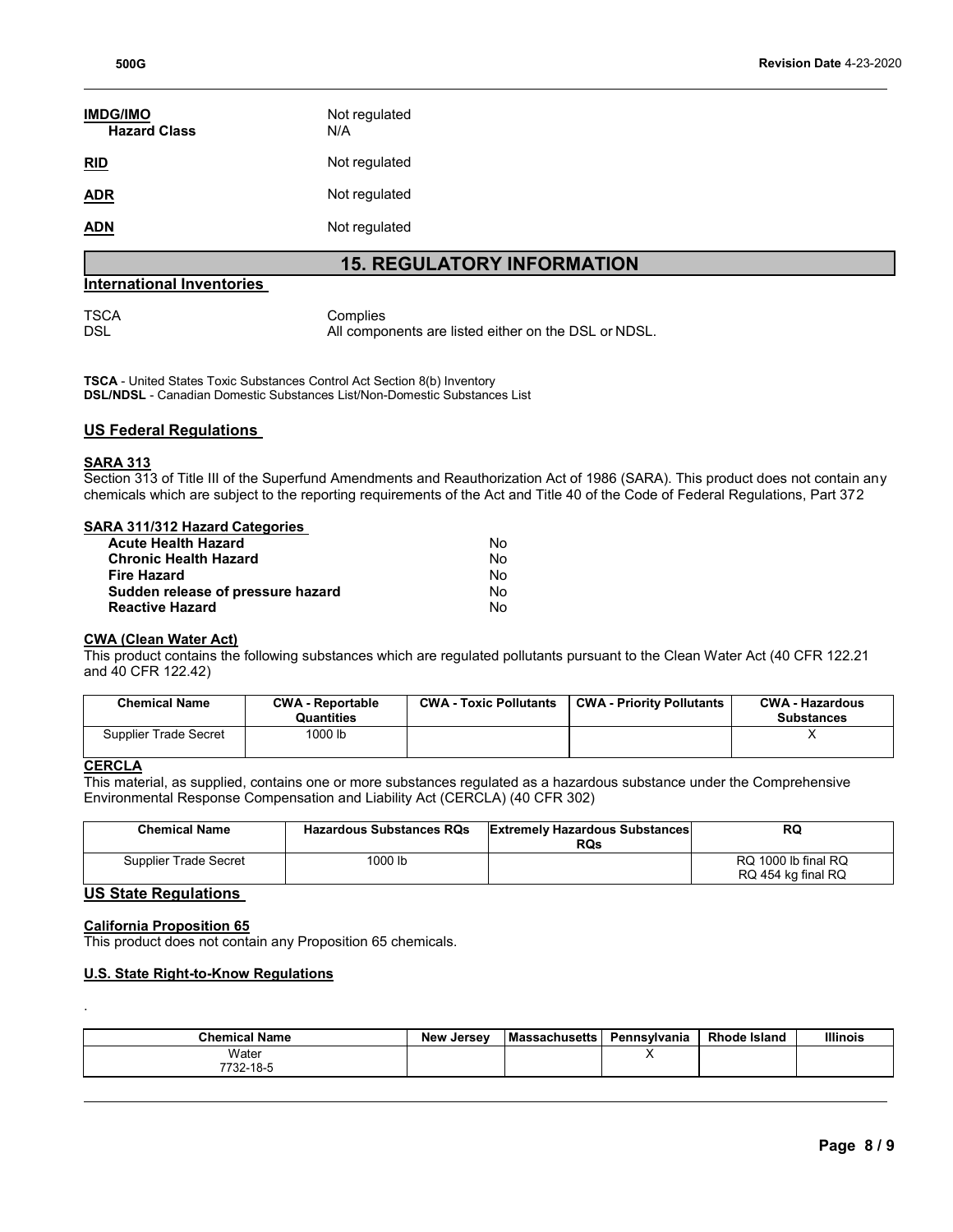**IMDG/IMO** Not regulated
**Hazard Class** N/A

**RID** Not regulated

**ADR** Not regulated

**ADN** Not regulated

## 15. REGULATORY INFORMATION

### International Inventories

TSCA Complies
DSL All components are listed either on the DSL or NDSL.

**TSCA** - United States Toxic Substances Control Act Section 8(b) Inventory
**DSL/NDSL** - Canadian Domestic Substances List/Non-Domestic Substances List

### US Federal Regulations

**SARA 313**
Section 313 of Title III of the Superfund Amendments and Reauthorization Act of 1986 (SARA). This product does not contain any chemicals which are subject to the reporting requirements of the Act and Title 40 of the Code of Federal Regulations, Part 372

**SARA 311/312 Hazard Categories**

| | |
|---|---|
| **Acute Health Hazard** | No |
| **Chronic Health Hazard** | No |
| **Fire Hazard** | No |
| **Sudden release of pressure hazard** | No |
| **Reactive Hazard** | No |

**CWA (Clean Water Act)**
This product contains the following substances which are regulated pollutants pursuant to the Clean Water Act (40 CFR 122.21 and 40 CFR 122.42)

| Chemical Name | CWA - Reportable Quantities | CWA - Toxic Pollutants | CWA - Priority Pollutants | CWA - Hazardous Substances |
|---|---|---|---|---|
| Supplier Trade Secret | 1000 lb | | | X |

**CERCLA**
This material, as supplied, contains one or more substances regulated as a hazardous substance under the Comprehensive Environmental Response Compensation and Liability Act (CERCLA) (40 CFR 302)

| Chemical Name | Hazardous Substances RQs | Extremely Hazardous Substances RQs | RQ |
|---|---|---|---|
| Supplier Trade Secret | 1000 lb | | RQ 1000 lb final RQ<br>RQ 454 kg final RQ |

### US State Regulations

**California Proposition 65**
This product does not contain any Proposition 65 chemicals.

**U.S. State Right-to-Know Regulations**

.

| Chemical Name | New Jersey | Massachusetts | Pennsylvania | Rhode Island | Illinois |
|---|---|---|---|---|---|
| Water<br>7732-18-5 | | | X | | |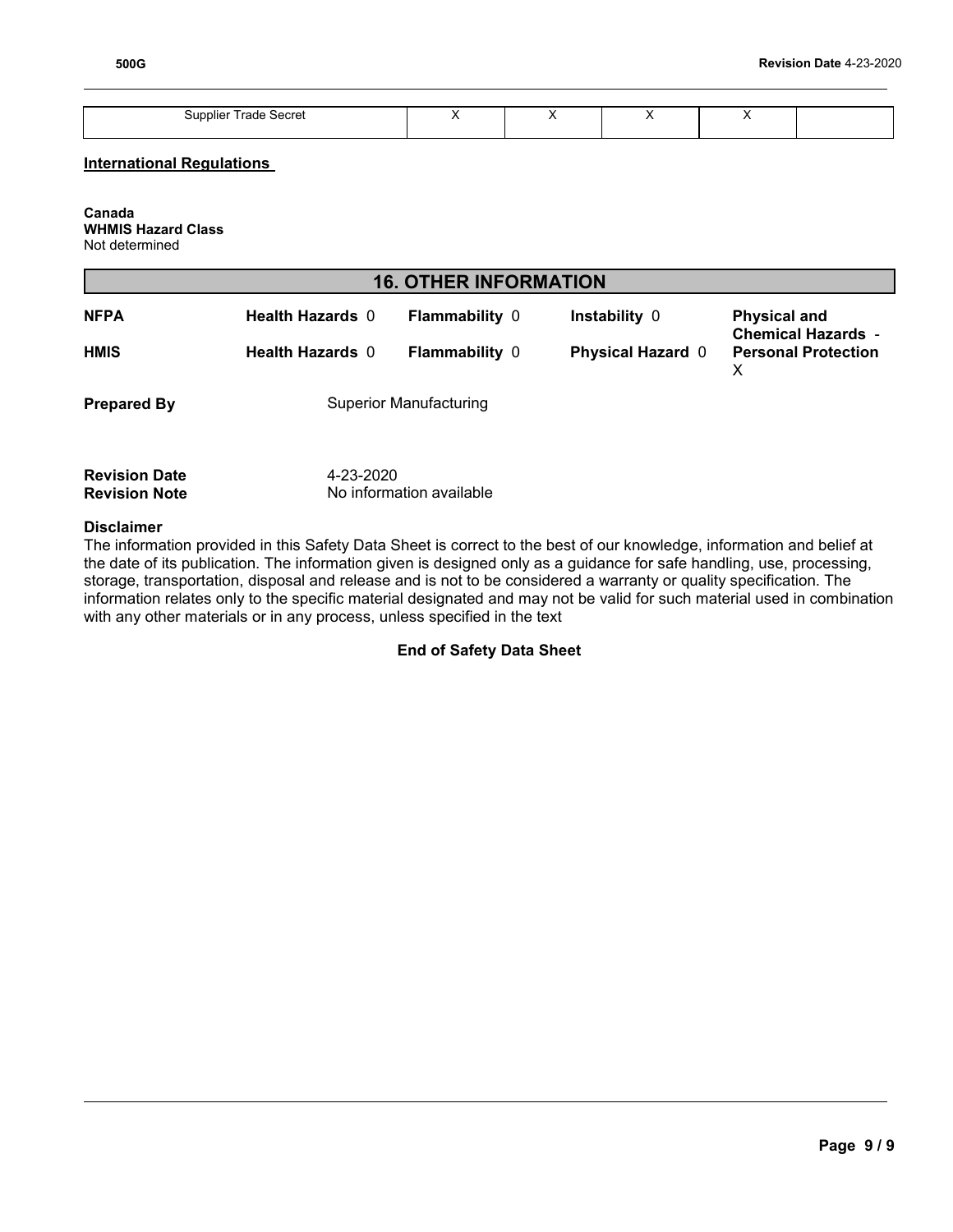| | | | | | |
|---|---|---|---|---|---|
| Supplier Trade Secret | X | X | X | X | |

**International Regulations**

**Canada**
**WHMIS Hazard Class**
Not determined

## 16. OTHER INFORMATION

| | | | | |
|---|---|---|---|---|
| **NFPA** | **Health Hazards** 0 | **Flammability** 0 | **Instability** 0 | **Physical and Chemical Hazards** - |
| **HMIS** | **Health Hazards** 0 | **Flammability** 0 | **Physical Hazard** 0 | **Personal Protection** X |

**Prepared By** Superior Manufacturing

**Revision Date** 4-23-2020
**Revision Note** No information available

**Disclaimer**
The information provided in this Safety Data Sheet is correct to the best of our knowledge, information and belief at the date of its publication. The information given is designed only as a guidance for safe handling, use, processing, storage, transportation, disposal and release and is not to be considered a warranty or quality specification. The information relates only to the specific material designated and may not be valid for such material used in combination with any other materials or in any process, unless specified in the text

**End of Safety Data Sheet**